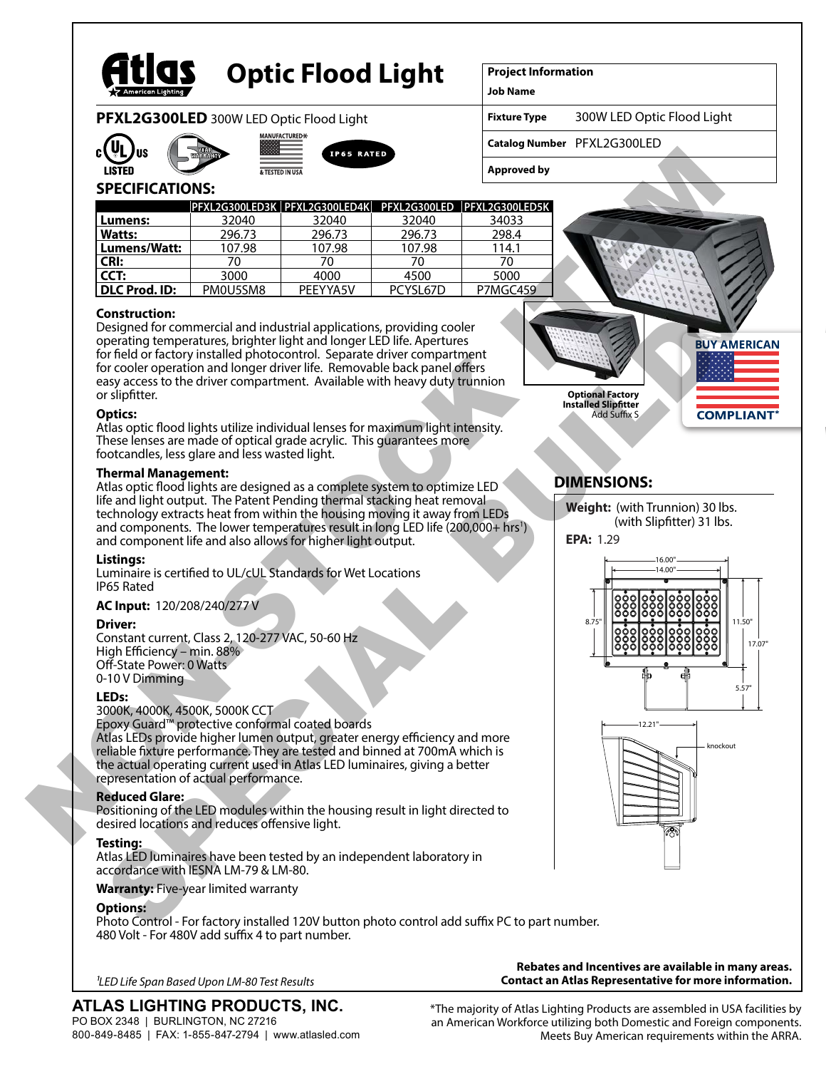# Atlas Optic Flood Light

| Project Information | |
|---|---|
| Job Name | |
| Fixture Type | 300W LED Optic Flood Light |
| Catalog Number | PFXL2G300LED |
| Approved by | |

**PFXL2G300LED** 300W LED Optic Flood Light

c UL us LISTED | 5 YEAR WARRANTY | MANUFACTURED & TESTED IN USA | IP65 RATED

## SPECIFICATIONS:

| | PFXL2G300LED3K | PFXL2G300LED4K | PFXL2G300LED | PFXL2G300LED5K |
|---|---|---|---|---|
| **Lumens:** | 32040 | 32040 | 32040 | 34033 |
| **Watts:** | 296.73 | 296.73 | 296.73 | 298.4 |
| **Lumens/Watt:** | 107.98 | 107.98 | 107.98 | 114.1 |
| **CRI:** | 70 | 70 | 70 | 70 |
| **CCT:** | 3000 | 4000 | 4500 | 5000 |
| **DLC Prod. ID:** | PM0U5SM8 | PEEYYA5V | PCYSL67D | P7MGC459 |

**Construction:**
Designed for commercial and industrial applications, providing cooler operating temperatures, brighter light and longer LED life. Apertures for field or factory installed photocontrol. Separate driver compartment for cooler operation and longer driver life. Removable back panel offers easy access to the driver compartment. Available with heavy duty trunnion or slipfitter.

**Optics:**
Atlas optic flood lights utilize individual lenses for maximum light intensity. These lenses are made of optical grade acrylic. This guarantees more footcandles, less glare and less wasted light.

**Thermal Management:**
Atlas optic flood lights are designed as a complete system to optimize LED life and light output. The Patent Pending thermal stacking heat removal technology extracts heat from within the housing moving it away from LEDs and components. The lower temperatures result in long LED life (200,000+ hrs[1]) and component life and also allows for higher light output.

**Listings:**
Luminaire is certified to UL/cUL Standards for Wet Locations
IP65 Rated

**AC Input:** 120/208/240/277 V

**Driver:**
Constant current, Class 2, 120-277 VAC, 50-60 Hz
High Efficiency – min. 88%
Off-State Power: 0 Watts
0-10 V Dimming

**LEDs:**
3000K, 4000K, 4500K, 5000K CCT
Epoxy Guard™ protective conformal coated boards
Atlas LEDs provide higher lumen output, greater energy efficiency and more reliable fixture performance. They are tested and binned at 700mA which is the actual operating current used in Atlas LED luminaires, giving a better representation of actual performance.

**Reduced Glare:**
Positioning of the LED modules within the housing result in light directed to desired locations and reduces offensive light.

**Testing:**
Atlas LED luminaires have been tested by an independent laboratory in accordance with IESNA LM-79 & LM-80.

**Warranty:** Five-year limited warranty

**Options:**
Photo Control - For factory installed 120V button photo control add suffix PC to part number.
480 Volt - For 480V add suffix 4 to part number.

**Optional Factory Installed Slipfitter**
Add Suffix S

BUY AMERICAN COMPLIANT*

## DIMENSIONS:

**Weight:** (with Trunnion) 30 lbs.
(with Slipfitter) 31 lbs.

**EPA:** 1.29

16.00" | 14.00" | 8.75" | 11.50" | 17.07" | 5.57" | 12.21" | knockout

NON STOCK ITEM SPECIAL BUILD

[1]*LED Life Span Based Upon LM-80 Test Results*

**Rebates and Incentives are available in many areas. Contact an Atlas Representative for more information.**

**ATLAS LIGHTING PRODUCTS, INC.**
PO BOX 2348 | BURLINGTON, NC 27216
800-849-8485 | FAX: 1-855-847-2794 | www.atlasled.com

*The majority of Atlas Lighting Products are assembled in USA facilities by an American Workforce utilizing both Domestic and Foreign components. Meets Buy American requirements within the ARRA.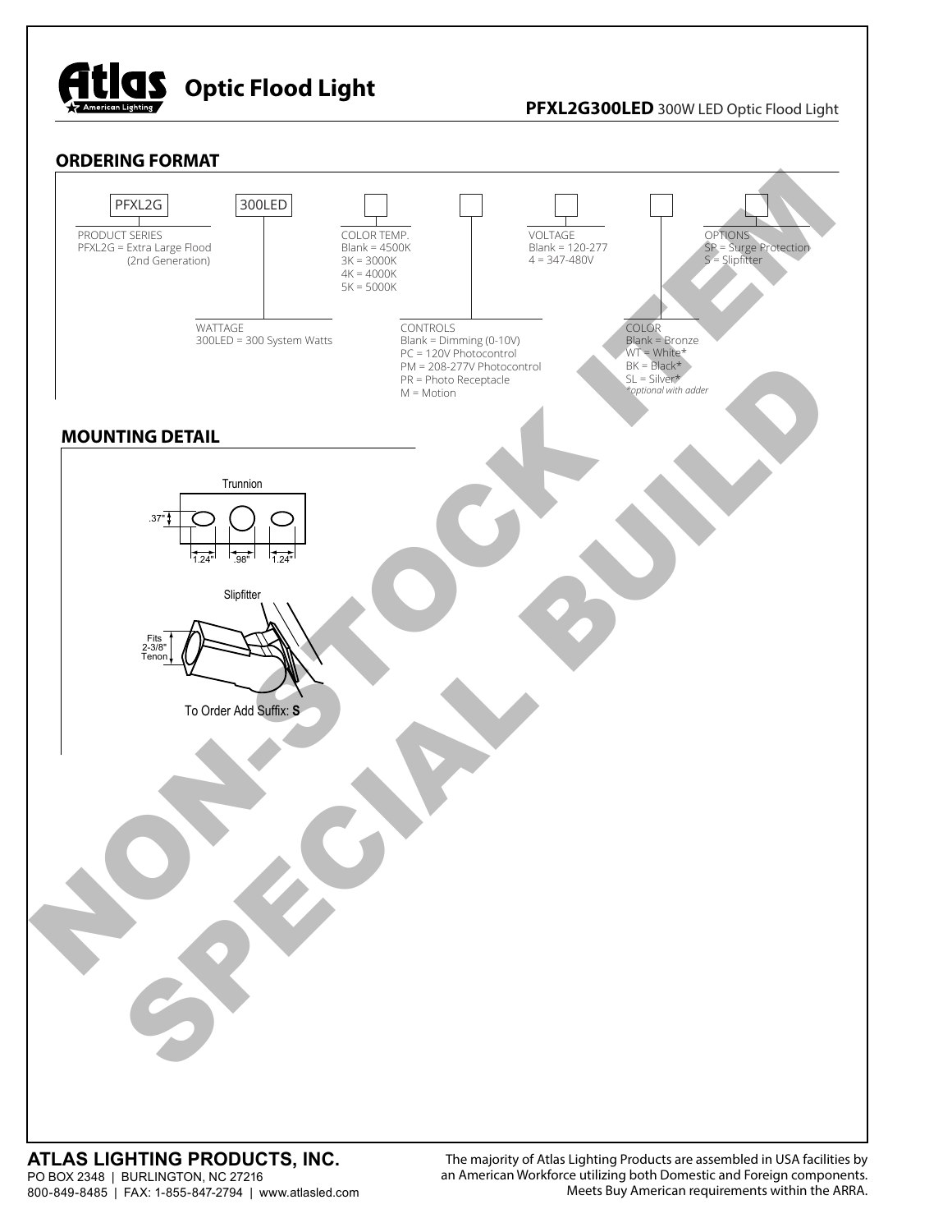# Optic Flood Light

**PFXL2G300LED** 300W LED Optic Flood Light

## ORDERING FORMAT

PFXL2G | 300LED | ☐ | ☐ | ☐ | ☐ | ☐

PRODUCT SERIES
PFXL2G = Extra Large Flood (2nd Generation)

WATTAGE
300LED = 300 System Watts

COLOR TEMP.
Blank = 4500K
3K = 3000K
4K = 4000K
5K = 5000K

CONTROLS
Blank = Dimming (0-10V)
PC = 120V Photocontrol
PM = 208-277V Photocontrol
PR = Photo Receptacle
M = Motion

VOLTAGE
Blank = 120-277
4 = 347-480V

COLOR
Blank = Bronze
WT = White*
BK = Black*
SL = Silver*
*optional with adder*

OPTIONS
SP = Surge Protection
S = Slipfitter

## MOUNTING DETAIL

Trunnion

.37"

1.24"

.98"

1.24"

Slipfitter

Fits 2-3/8" Tenon

To Order Add Suffix: **S**

NON-STOCK ITEM
SPECIAL BUILD

**ATLAS LIGHTING PRODUCTS, INC.**
PO BOX 2348 | BURLINGTON, NC 27216
800-849-8485 | FAX: 1-855-847-2794 | www.atlasled.com

The majority of Atlas Lighting Products are assembled in USA facilities by an American Workforce utilizing both Domestic and Foreign components. Meets Buy American requirements within the ARRA.